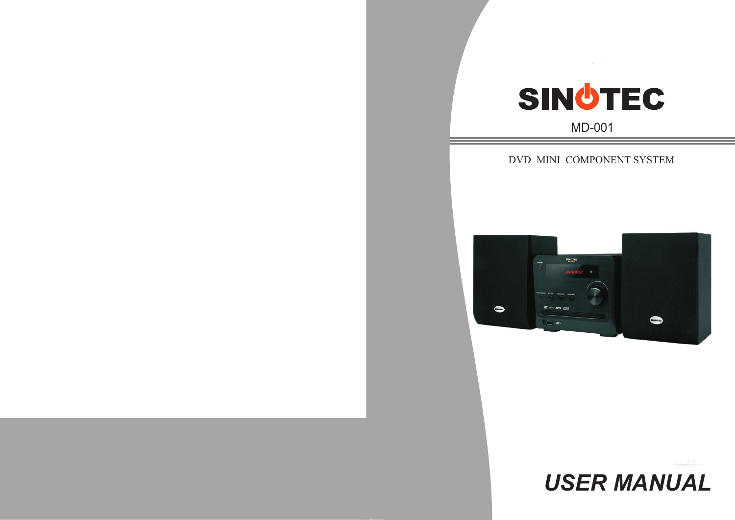# SINOTEC

MD-001

DVD MINI COMPONENT SYSTEM

# USER MANUAL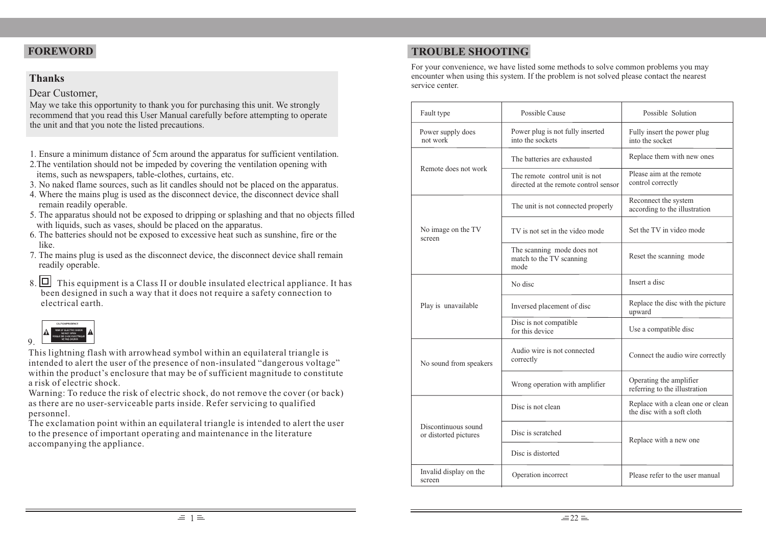## FOREWORD

### Thanks

Dear Customer,

May we take this opportunity to thank you for purchasing this unit. We strongly recommend that you read this User Manual carefully before attempting to operate the unit and that you note the listed precautions.

1. Ensure a minimum distance of 5cm around the apparatus for sufficient ventilation.
2. The ventilation should not be impeded by covering the ventilation opening with items, such as newspapers, table-clothes, curtains, etc.
3. No naked flame sources, such as lit candles should not be placed on the apparatus.
4. Where the mains plug is used as the disconnect device, the disconnect device shall remain readily operable.
5. The apparatus should not be exposed to dripping or splashing and that no objects filled with liquids, such as vases, should be placed on the apparatus.
6. The batteries should not be exposed to excessive heat such as sunshine, fire or the like.
7. The mains plug is used as the disconnect device, the disconnect device shall remain readily operable.
8. ☐ This equipment is a Class II or double insulated electrical appliance. It has been designed in such a way that it does not require a safety connection to electrical earth.
9. CAUTION/PRUDENCE — RISK OF ELECTRIC SHOCK DO NOT OPEN — RISQUE DE CHOC ELECTRIQUE NE PAS OUVRIR

This lightning flash with arrowhead symbol within an equilateral triangle is intended to alert the user of the presence of non-insulated "dangerous voltage" within the product's enclosure that may be of sufficient magnitude to constitute a risk of electric shock.

Warning: To reduce the risk of electric shock, do not remove the cover (or back) as there are no user-serviceable parts inside. Refer servicing to qualified personnel.

The exclamation point within an equilateral triangle is intended to alert the user to the presence of important operating and maintenance in the literature accompanying the appliance.

## TROUBLE SHOOTING

For your convenience, we have listed some methods to solve common problems you may encounter when using this system. If the problem is not solved please contact the nearest service center.

| Fault type | Possible Cause | Possible Solution |
|---|---|---|
| Power supply does not work | Power plug is not fully inserted into the sockets | Fully insert the power plug into the socket |
| Remote does not work | The batteries are exhausted | Replace them with new ones |
| | The remote control unit is not directed at the remote control sensor | Please aim at the remote control correctly |
| No image on the TV screen | The unit is not connected properly | Reconnect the system according to the illustration |
| | TV is not set in the video mode | Set the TV in video mode |
| | The scanning mode does not match to the TV scanning mode | Reset the scanning mode |
| Play is unavailable | No disc | Insert a disc |
| | Inversed placement of disc | Replace the disc with the picture upward |
| | Disc is not compatible for this device | Use a compatible disc |
| No sound from speakers | Audio wire is not connected correctly | Connect the audio wire correctly |
| | Wrong operation with amplifier | Operating the amplifier referring to the illustration |
| Discontinuous sound or distorted pictures | Disc is not clean | Replace with a clean one or clean the disc with a soft cloth |
| | Disc is scratched | Replace with a new one |
| | Disc is distorted | |
| Invalid display on the screen | Operation incorrect | Please refer to the user manual |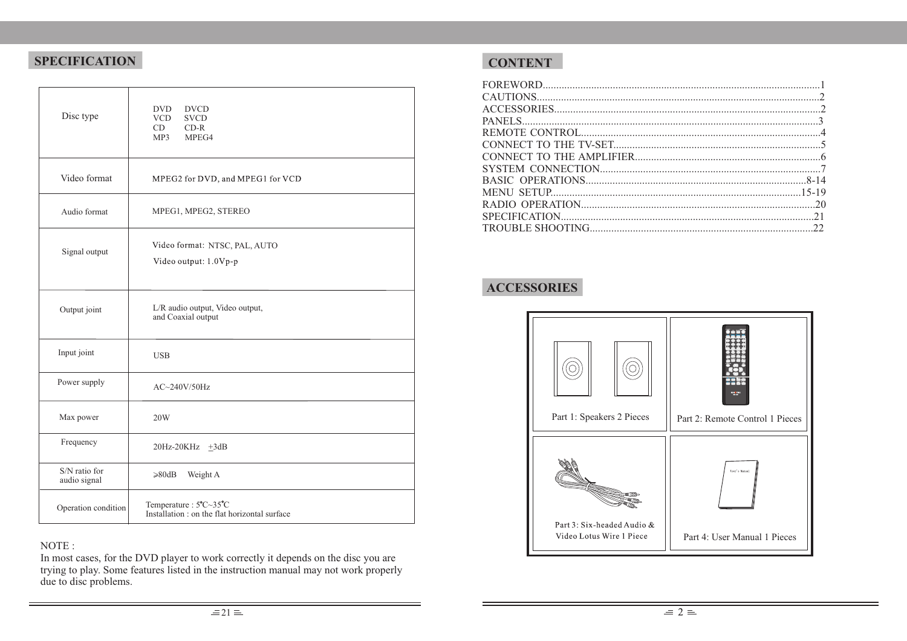## SPECIFICATION

| | |
|---|---|
| Disc type | DVD DVCD<br>VCD SVCD<br>CD CD-R<br>MP3 MPEG4 |
| Video format | MPEG2 for DVD, and MPEG1 for VCD |
| Audio format | MPEG1, MPEG2, STEREO |
| Signal output | Video format: NTSC, PAL, AUTO<br>Video output: 1.0Vp-p |
| Output joint | L/R audio output, Video output, and Coaxial output |
| Input joint | USB |
| Power supply | AC~240V/50Hz |
| Max power | 20W |
| Frequency | 20Hz-20KHz ±3dB |
| S/N ratio for audio signal | ≥80dB Weight A |
| Operation condition | Temperature : 5℃~35℃<br>Installation : on the flat horizontal surface |

NOTE :
In most cases, for the DVD player to work correctly it depends on the disc you are trying to play. Some features listed in the instruction manual may not work properly due to disc problems.

## CONTENT

FOREWORD......1
CAUTIONS......2
ACCESSORIES......2
PANELS......3
REMOTE CONTROL......4
CONNECT TO THE TV-SET......5
CONNECT TO THE AMPLIFIER......6
SYSTEM CONNECTION......7
BASIC OPERATIONS......8-14
MENU SETUP......15-19
RADIO OPERATION......20
SPECIFICATION......21
TROUBLE SHOOTING......22

## ACCESSORIES

| | |
|---|---|
| Part 1: Speakers 2 Pieces | Part 2: Remote Control 1 Pieces |
| Part 3: Six-headed Audio & Video Lotus Wire 1 Piece | Part 4: User Manual 1 Pieces |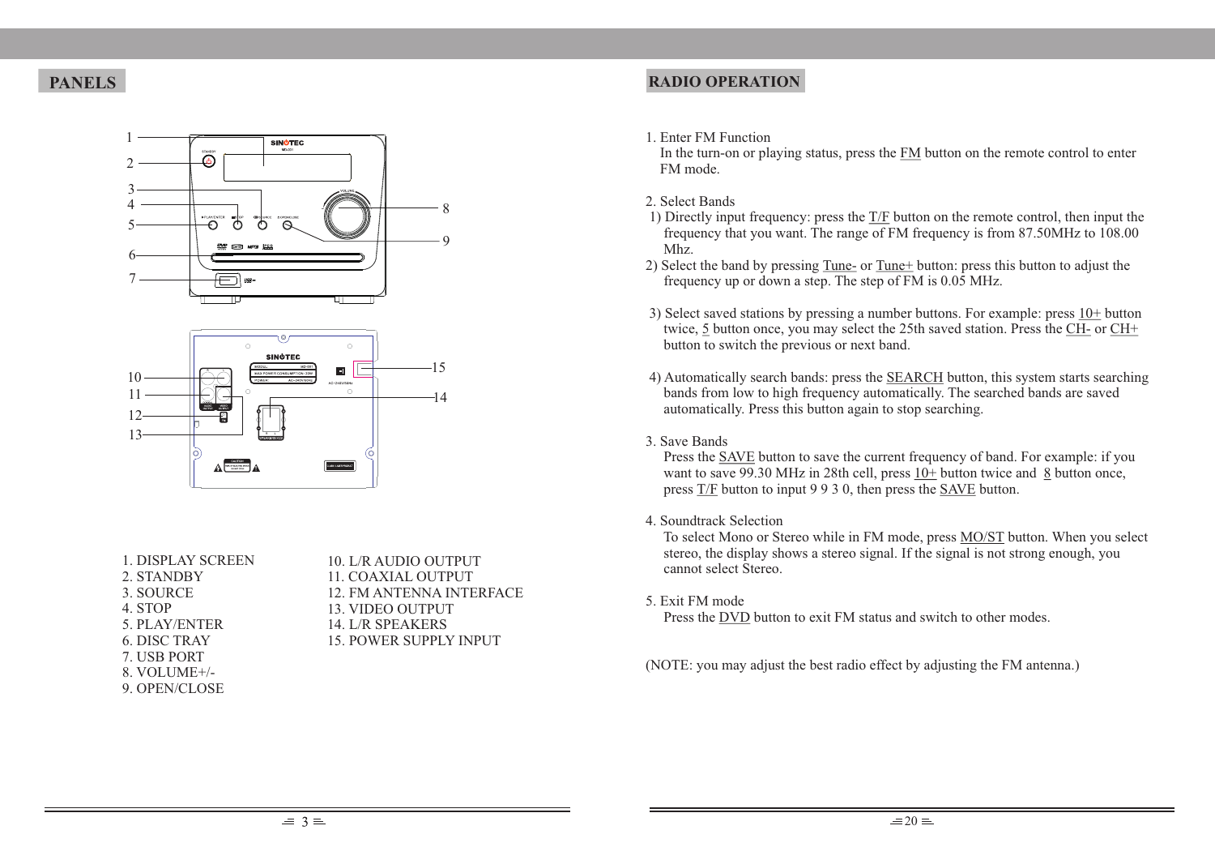## PANELS

1. DISPLAY SCREEN
2. STANDBY
3. SOURCE
4. STOP
5. PLAY/ENTER
6. DISC TRAY
7. USB PORT
8. VOLUME+/-
9. OPEN/CLOSE
10. L/R AUDIO OUTPUT
11. COAXIAL OUTPUT
12. FM ANTENNA INTERFACE
13. VIDEO OUTPUT
14. L/R SPEAKERS
15. POWER SUPPLY INPUT

## RADIO OPERATION

1. Enter FM Function

   In the turn-on or playing status, press the FM button on the remote control to enter FM mode.

2. Select Bands

   1) Directly input frequency: press the T/F button on the remote control, then input the frequency that you want. The range of FM frequency is from 87.50MHz to 108.00 Mhz.

   2) Select the band by pressing Tune- or Tune+ button: press this button to adjust the frequency up or down a step. The step of FM is 0.05 MHz.

   3) Select saved stations by pressing a number buttons. For example: press 10+ button twice, 5 button once, you may select the 25th saved station. Press the CH- or CH+ button to switch the previous or next band.

   4) Automatically search bands: press the SEARCH button, this system starts searching bands from low to high frequency automatically. The searched bands are saved automatically. Press this button again to stop searching.

3. Save Bands

   Press the SAVE button to save the current frequency of band. For example: if you want to save 99.30 MHz in 28th cell, press 10+ button twice and 8 button once, press T/F button to input 9 9 3 0, then press the SAVE button.

4. Soundtrack Selection

   To select Mono or Stereo while in FM mode, press MO/ST button. When you select stereo, the display shows a stereo signal. If the signal is not strong enough, you cannot select Stereo.

5. Exit FM mode

   Press the DVD button to exit FM status and switch to other modes.

(NOTE: you may adjust the best radio effect by adjusting the FM antenna.)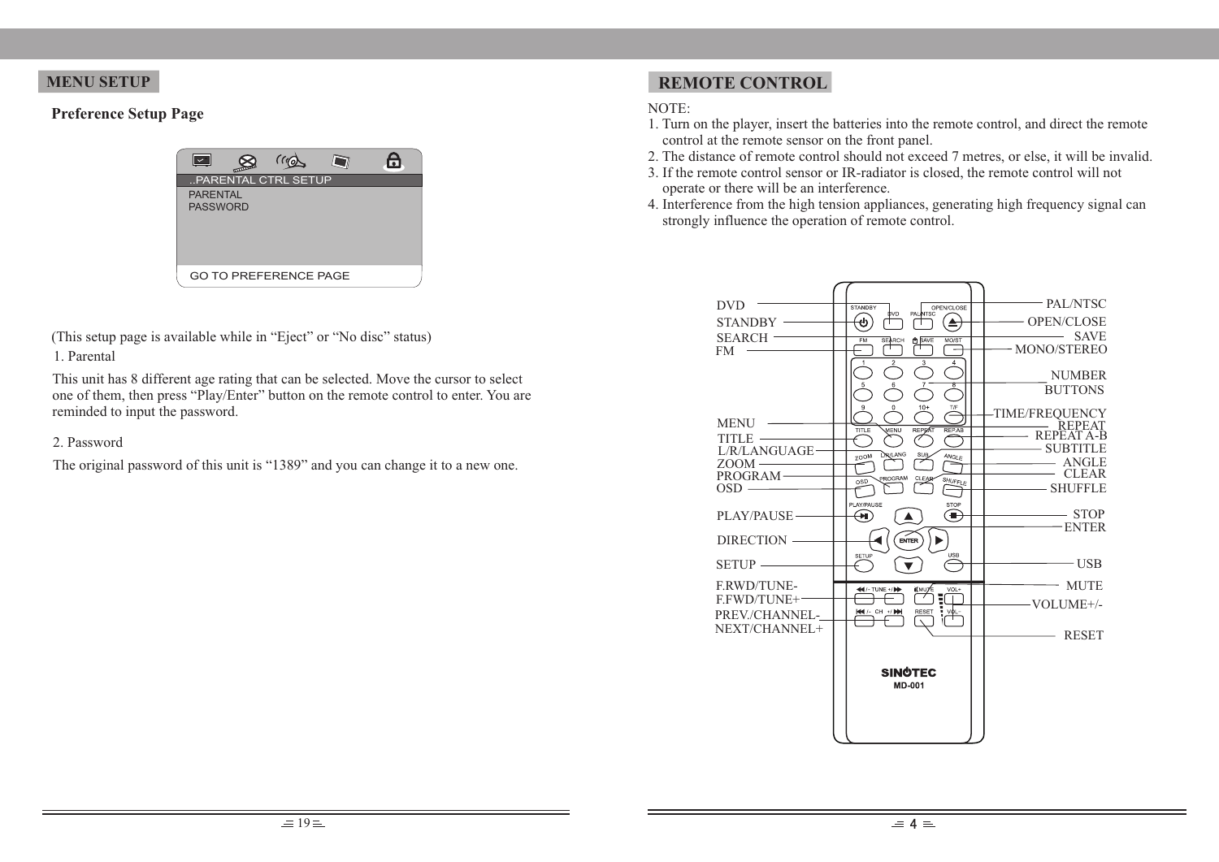## MENU SETUP

### Preference Setup Page

..PARENTAL CTRL SETUP
PARENTAL
PASSWORD

GO TO PREFERENCE PAGE

(This setup page is available while in “Eject” or “No disc” status)

1. Parental

This unit has 8 different age rating that can be selected. Move the cursor to select one of them, then press “Play/Enter” button on the remote control to enter. You are reminded to input the password.

2. Password

The original password of this unit is “1389” and you can change it to a new one.

## REMOTE CONTROL

NOTE:

1. Turn on the player, insert the batteries into the remote control, and direct the remote control at the remote sensor on the front panel.
2. The distance of remote control should not exceed 7 metres, or else, it will be invalid.
3. If the remote control sensor or IR-radiator is closed, the remote control will not operate or there will be an interference.
4. Interference from the high tension appliances, generating high frequency signal can strongly influence the operation of remote control.

DVD
STANDBY
SEARCH
FM
MENU
TITLE
L/R/LANGUAGE
ZOOM
PROGRAM
OSD
PLAY/PAUSE
DIRECTION
SETUP
F.RWD/TUNE-
F.FWD/TUNE+
PREV./CHANNEL-
NEXT/CHANNEL+

PAL/NTSC
OPEN/CLOSE
SAVE
MONO/STEREO
NUMBER BUTTONS
TIME/FREQUENCY
REPEAT
REPEAT A-B
SUBTITLE
ANGLE
CLEAR
SHUFFLE
STOP
ENTER
USB
MUTE
VOLUME+/-
RESET

SINOTEC
MD-001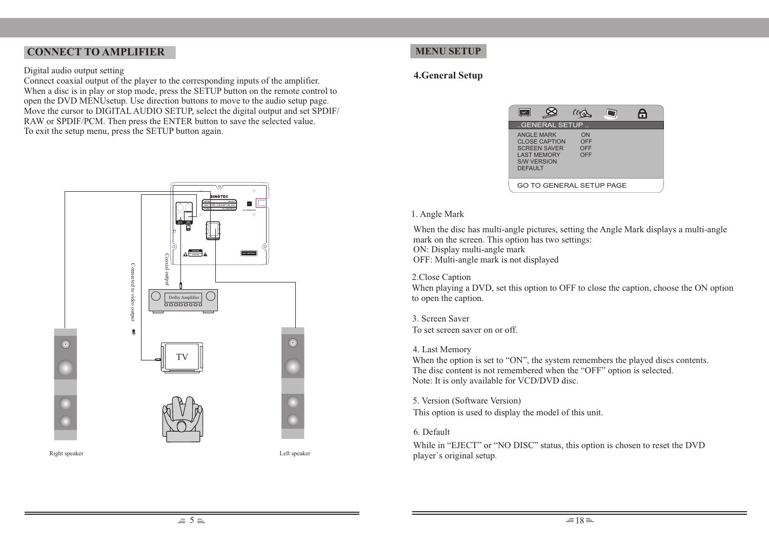## CONNECT TO AMPLIFIER

Digital audio output setting
Connect coaxial output of the player to the corresponding inputs of the amplifier.
When a disc is in play or stop mode, press the SETUP button on the remote control to open the DVD MENUsetup. Use direction buttons to move to the audio setup page.
Move the cursor to DIGITAL AUDIO SETUP, select the digital output and set SPDIF/RAW or SPDIF/PCM. Then press the ENTER button to save the selected value.
To exit the setup menu, press the SETUP button again.

Coaxial output

Connected to video output

Dolby Amplifier

TV

Right speaker

Left speaker

## MENU SETUP

### 4.General Setup

..GENERAL SETUP ..

| | |
|---|---|
| ANGLE MARK | ON |
| CLOSE CAPTION | OFF |
| SCREEN SAVER | OFF |
| LAST MEMORY | OFF |
| S/W VERSION | |
| DEFAULT | |

GO TO GENERAL SETUP PAGE

1. Angle Mark

When the disc has multi-angle pictures, setting the Angle Mark displays a multi-angle mark on the screen. This option has two settings:
ON: Display multi-angle mark
OFF: Multi-angle mark is not displayed

2.Close Caption
When playing a DVD, set this option to OFF to close the caption, choose the ON option to open the caption.

3. Screen Saver
To set screen saver on or off.

4. Last Memory
When the option is set to “ON”, the system remembers the played discs contents.
The disc content is not remembered when the “OFF” option is selected.
Note: It is only available for VCD/DVD disc.

5. Version (Software Version)
This option is used to display the model of this unit.

6. Default
While in “EJECT” or “NO DISC” status, this option is chosen to reset the DVD player`s original setup.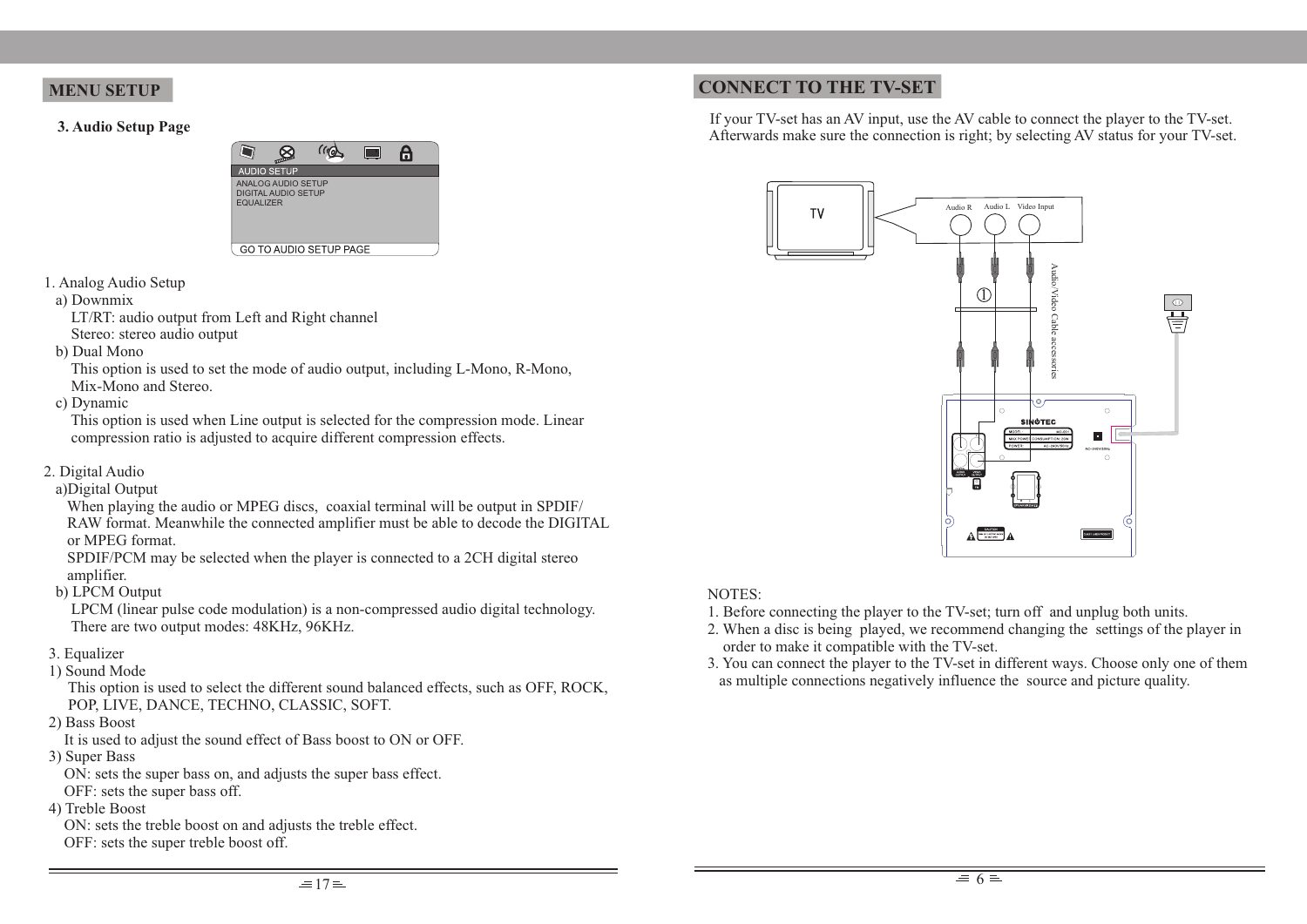## MENU SETUP

### 3. Audio Setup Page

AUDIO SETUP
ANALOG AUDIO SETUP
DIGITAL AUDIO SETUP
EQUALIZER

GO TO AUDIO SETUP PAGE

1. Analog Audio Setup
   a) Downmix
      LT/RT: audio output from Left and Right channel
      Stereo: stereo audio output
   b) Dual Mono
      This option is used to set the mode of audio output, including L-Mono, R-Mono, Mix-Mono and Stereo.
   c) Dynamic
      This option is used when Line output is selected for the compression mode. Linear compression ratio is adjusted to acquire different compression effects.

2. Digital Audio
   a)Digital Output
      When playing the audio or MPEG discs, coaxial terminal will be output in SPDIF/RAW format. Meanwhile the connected amplifier must be able to decode the DIGITAL or MPEG format.
      SPDIF/PCM may be selected when the player is connected to a 2CH digital stereo amplifier.
   b) LPCM Output
      LPCM (linear pulse code modulation) is a non-compressed audio digital technology. There are two output modes: 48KHz, 96KHz.

3. Equalizer
   1) Sound Mode
      This option is used to select the different sound balanced effects, such as OFF, ROCK, POP, LIVE, DANCE, TECHNO, CLASSIC, SOFT.
   2) Bass Boost
      It is used to adjust the sound effect of Bass boost to ON or OFF.
   3) Super Bass
      ON: sets the super bass on, and adjusts the super bass effect.
      OFF: sets the super bass off.
   4) Treble Boost
      ON: sets the treble boost on and adjusts the treble effect.
      OFF: sets the super treble boost off.

## CONNECT TO THE TV-SET

If your TV-set has an AV input, use the AV cable to connect the player to the TV-set. Afterwards make sure the connection is right; by selecting AV status for your TV-set.

TV

Audio R   Audio L   Video Input

Audio/Video Cable accessories

NOTES:
1. Before connecting the player to the TV-set; turn off and unplug both units.
2. When a disc is being played, we recommend changing the settings of the player in order to make it compatible with the TV-set.
3. You can connect the player to the TV-set in different ways. Choose only one of them as multiple connections negatively influence the source and picture quality.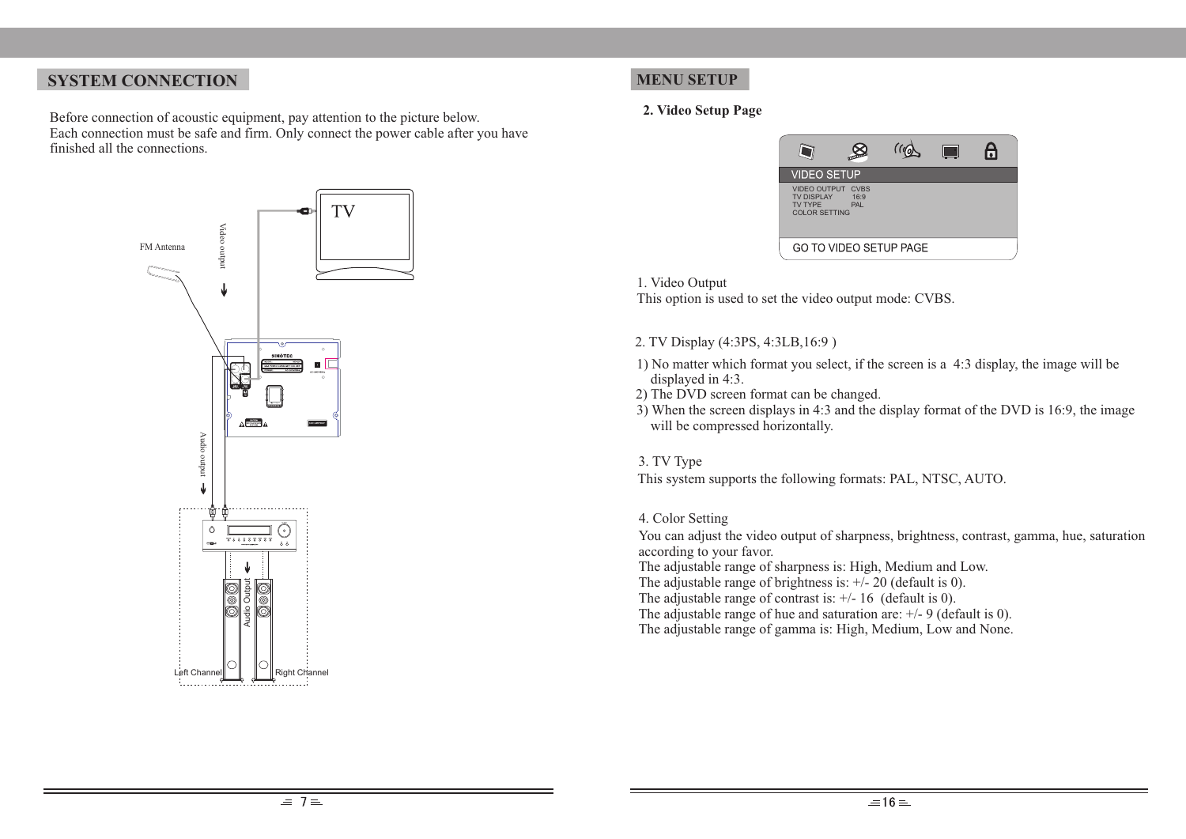## SYSTEM CONNECTION

Before connection of acoustic equipment, pay attention to the picture below.
Each connection must be safe and firm. Only connect the power cable after you have finished all the connections.

TV

FM Antenna

Video output

Audio output

Audio Output

Left Channel

Right Channel

## MENU SETUP

**2. Video Setup Page**

VIDEO SETUP

VIDEO OUTPUT CVBS
TV DISPLAY 16:9
TV TYPE PAL
COLOR SETTING

GO TO VIDEO SETUP PAGE

1. Video Output
This option is used to set the video output mode: CVBS.

2. TV Display (4:3PS, 4:3LB,16:9 )

1) No matter which format you select, if the screen is a 4:3 display, the image will be displayed in 4:3.
2) The DVD screen format can be changed.
3) When the screen displays in 4:3 and the display format of the DVD is 16:9, the image will be compressed horizontally.

3. TV Type
This system supports the following formats: PAL, NTSC, AUTO.

4. Color Setting
You can adjust the video output of sharpness, brightness, contrast, gamma, hue, saturation according to your favor.
The adjustable range of sharpness is: High, Medium and Low.
The adjustable range of brightness is: +/- 20 (default is 0).
The adjustable range of contrast is: +/- 16 (default is 0).
The adjustable range of hue and saturation are: +/- 9 (default is 0).
The adjustable range of gamma is: High, Medium, Low and None.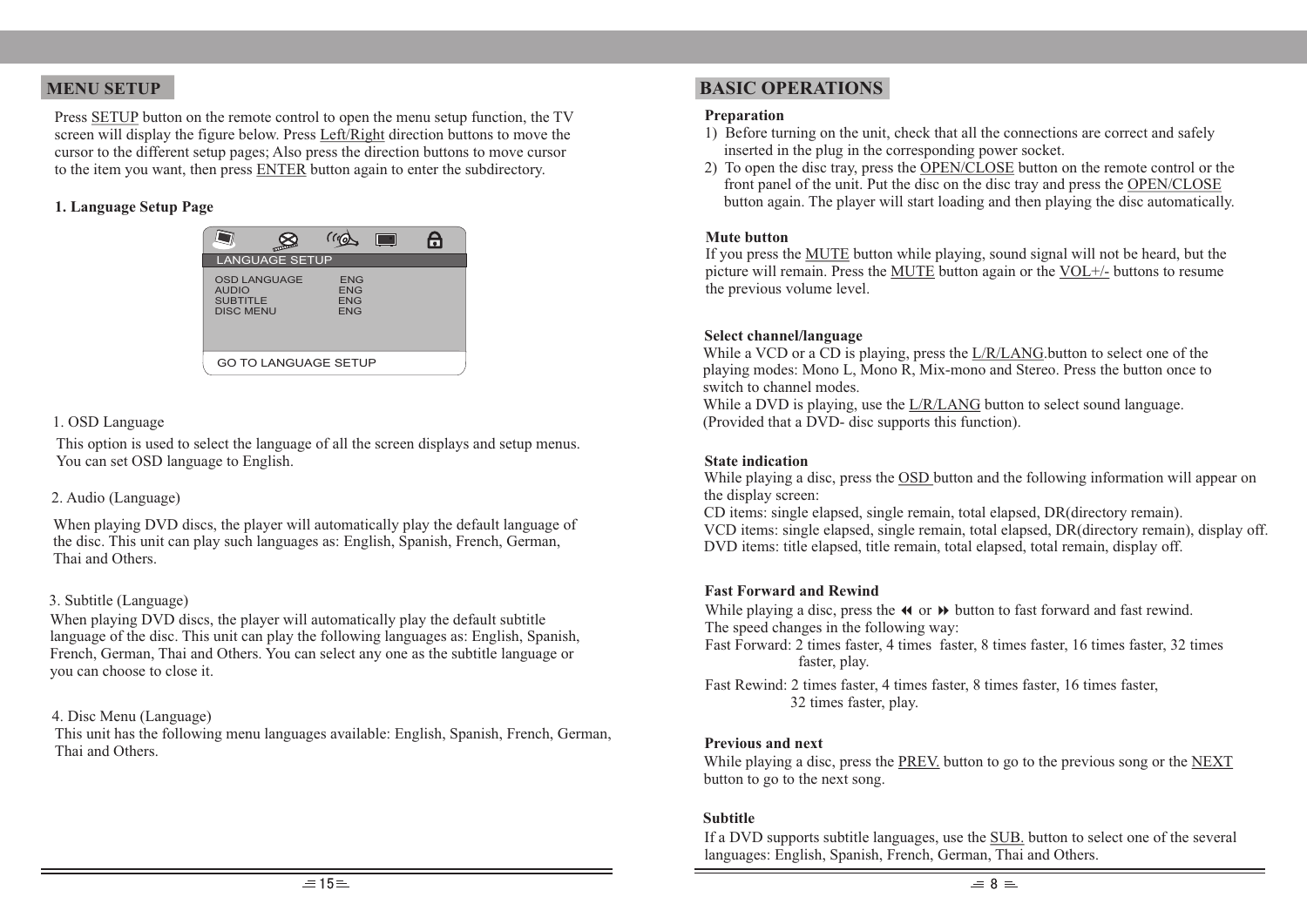## MENU SETUP

Press SETUP button on the remote control to open the menu setup function, the TV screen will display the figure below. Press Left/Right direction buttons to move the cursor to the different setup pages; Also press the direction buttons to move cursor to the item you want, then press ENTER button again to enter the subdirectory.

**1. Language Setup Page**

LANGUAGE SETUP

| | |
|---|---|
| OSD LANGUAGE | ENG |
| AUDIO | ENG |
| SUBTITLE | ENG |
| DISC MENU | ENG |

GO TO LANGUAGE SETUP

1. OSD Language

This option is used to select the language of all the screen displays and setup menus. You can set OSD language to English.

2. Audio (Language)

When playing DVD discs, the player will automatically play the default language of the disc. This unit can play such languages as: English, Spanish, French, German, Thai and Others.

3. Subtitle (Language)

When playing DVD discs, the player will automatically play the default subtitle language of the disc. This unit can play the following languages as: English, Spanish, French, German, Thai and Others. You can select any one as the subtitle language or you can choose to close it.

4. Disc Menu (Language)

This unit has the following menu languages available: English, Spanish, French, German, Thai and Others.

## BASIC OPERATIONS

**Preparation**

1) Before turning on the unit, check that all the connections are correct and safely inserted in the plug in the corresponding power socket.
2) To open the disc tray, press the OPEN/CLOSE button on the remote control or the front panel of the unit. Put the disc on the disc tray and press the OPEN/CLOSE button again. The player will start loading and then playing the disc automatically.

**Mute button**

If you press the MUTE button while playing, sound signal will not be heard, but the picture will remain. Press the MUTE button again or the VOL+/- buttons to resume the previous volume level.

**Select channel/language**

While a VCD or a CD is playing, press the L/R/LANG.button to select one of the playing modes: Mono L, Mono R, Mix-mono and Stereo. Press the button once to switch to channel modes.
While a DVD is playing, use the L/R/LANG button to select sound language. (Provided that a DVD- disc supports this function).

**State indication**

While playing a disc, press the OSD button and the following information will appear on the display screen:
CD items: single elapsed, single remain, total elapsed, DR(directory remain).
VCD items: single elapsed, single remain, total elapsed, DR(directory remain), display off.
DVD items: title elapsed, title remain, total elapsed, total remain, display off.

**Fast Forward and Rewind**

While playing a disc, press the ◀◀ or ▶▶ button to fast forward and fast rewind.
The speed changes in the following way:
Fast Forward: 2 times faster, 4 times faster, 8 times faster, 16 times faster, 32 times faster, play.
Fast Rewind: 2 times faster, 4 times faster, 8 times faster, 16 times faster, 32 times faster, play.

**Previous and next**

While playing a disc, press the PREV. button to go to the previous song or the NEXT button to go to the next song.

**Subtitle**

If a DVD supports subtitle languages, use the SUB. button to select one of the several languages: English, Spanish, French, German, Thai and Others.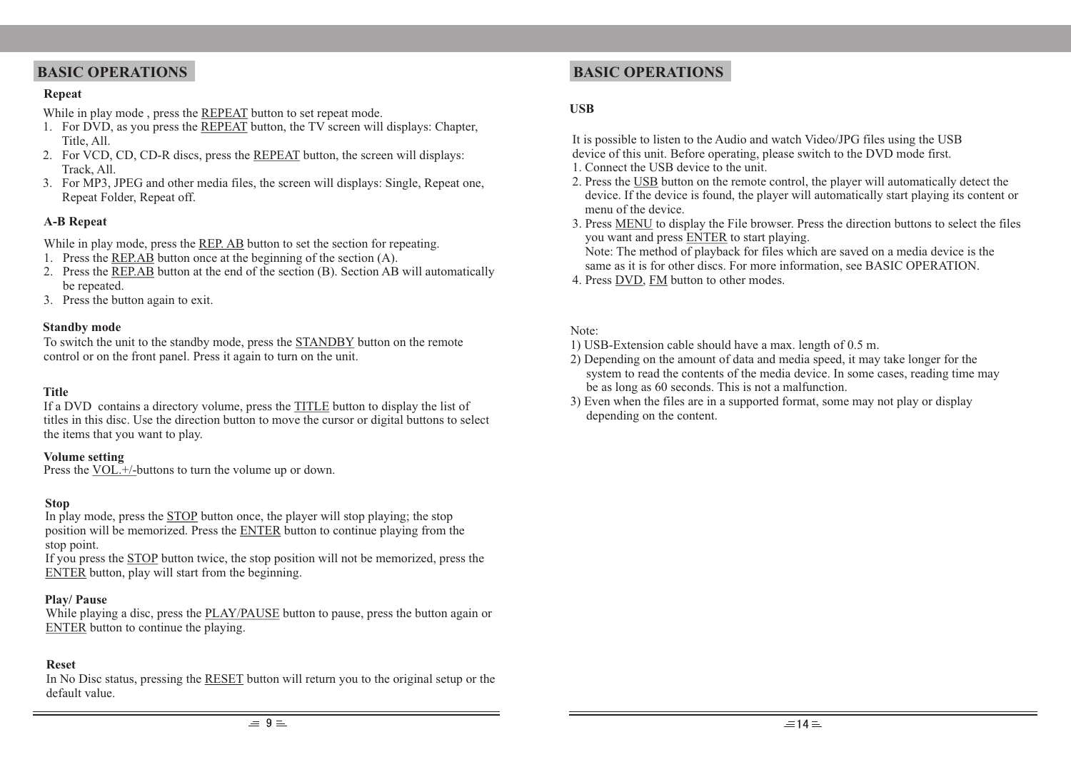## BASIC OPERATIONS

**Repeat**

While in play mode , press the REPEAT button to set repeat mode.

1. For DVD, as you press the REPEAT button, the TV screen will displays: Chapter, Title, All.
2. For VCD, CD, CD-R discs, press the REPEAT button, the screen will displays: Track, All.
3. For MP3, JPEG and other media files, the screen will displays: Single, Repeat one, Repeat Folder, Repeat off.

**A-B Repeat**

While in play mode, press the REP. AB button to set the section for repeating.

1. Press the REP.AB button once at the beginning of the section (A).
2. Press the REP.AB button at the end of the section (B). Section AB will automatically be repeated.
3. Press the button again to exit.

**Standby mode**

To switch the unit to the standby mode, press the STANDBY button on the remote control or on the front panel. Press it again to turn on the unit.

**Title**

If a DVD contains a directory volume, press the TITLE button to display the list of titles in this disc. Use the direction button to move the cursor or digital buttons to select the items that you want to play.

**Volume setting**

Press the VOL.+/-buttons to turn the volume up or down.

**Stop**

In play mode, press the STOP button once, the player will stop playing; the stop position will be memorized. Press the ENTER button to continue playing from the stop point.
If you press the STOP button twice, the stop position will not be memorized, press the ENTER button, play will start from the beginning.

**Play/ Pause**

While playing a disc, press the PLAY/PAUSE button to pause, press the button again or ENTER button to continue the playing.

**Reset**

In No Disc status, pressing the RESET button will return you to the original setup or the default value.

## BASIC OPERATIONS

**USB**

It is possible to listen to the Audio and watch Video/JPG files using the USB device of this unit. Before operating, please switch to the DVD mode first.

1. Connect the USB device to the unit.
2. Press the USB button on the remote control, the player will automatically detect the device. If the device is found, the player will automatically start playing its content or menu of the device.
3. Press MENU to display the File browser. Press the direction buttons to select the files you want and press ENTER to start playing.
   Note: The method of playback for files which are saved on a media device is the same as it is for other discs. For more information, see BASIC OPERATION.
4. Press DVD, FM button to other modes.

Note:

1) USB-Extension cable should have a max. length of 0.5 m.
2) Depending on the amount of data and media speed, it may take longer for the system to read the contents of the media device. In some cases, reading time may be as long as 60 seconds. This is not a malfunction.
3) Even when the files are in a supported format, some may not play or display depending on the content.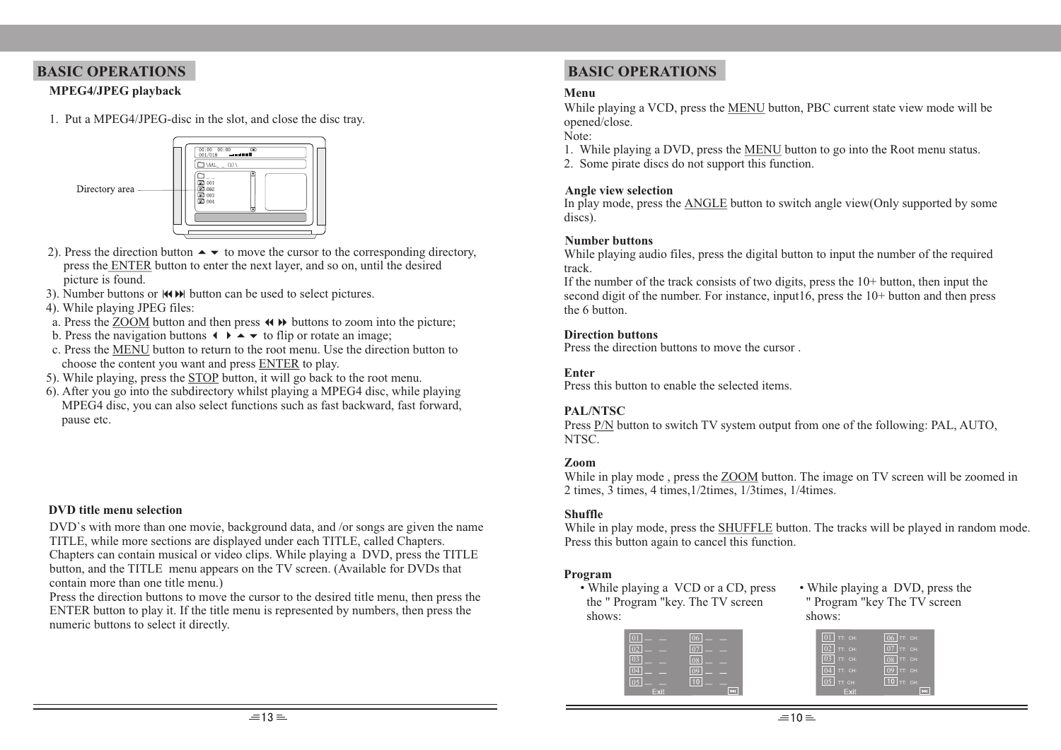## BASIC OPERATIONS

### MPEG4/JPEG playback

1. Put a MPEG4/JPEG-disc in the slot, and close the disc tray.

Directory area

2). Press the direction button ▲ ▼ to move the cursor to the corresponding directory, press the ENTER button to enter the next layer, and so on, until the desired picture is found.
3). Number buttons or ⏮⏭ button can be used to select pictures.
4). While playing JPEG files:
 a. Press the ZOOM button and then press ⏪⏩ buttons to zoom into the picture;
 b. Press the navigation buttons ◀ ▶ ▲ ▼ to flip or rotate an image;
 c. Press the MENU button to return to the root menu. Use the direction button to choose the content you want and press ENTER to play.
5). While playing, press the STOP button, it will go back to the root menu.
6). After you go into the subdirectory whilst playing a MPEG4 disc, while playing MPEG4 disc, you can also select functions such as fast backward, fast forward, pause etc.

### DVD title menu selection

DVD`s with more than one movie, background data, and /or songs are given the name TITLE, while more sections are displayed under each TITLE, called Chapters. Chapters can contain musical or video clips. While playing a DVD, press the TITLE button, and the TITLE menu appears on the TV screen. (Available for DVDs that contain more than one title menu.)
Press the direction buttons to move the cursor to the desired title menu, then press the ENTER button to play it. If the title menu is represented by numbers, then press the numeric buttons to select it directly.

## BASIC OPERATIONS

### Menu

While playing a VCD, press the MENU button, PBC current state view mode will be opened/close.
Note:
1. While playing a DVD, press the MENU button to go into the Root menu status.
2. Some pirate discs do not support this function.

### Angle view selection

In play mode, press the ANGLE button to switch angle view(Only supported by some discs).

### Number buttons

While playing audio files, press the digital button to input the number of the required track.
If the number of the track consists of two digits, press the 10+ button, then input the second digit of the number. For instance, input16, press the 10+ button and then press the 6 button.

### Direction buttons

Press the direction buttons to move the cursor .

### Enter

Press this button to enable the selected items.

### PAL/NTSC

Press P/N button to switch TV system output from one of the following: PAL, AUTO, NTSC.

### Zoom

While in play mode , press the ZOOM button. The image on TV screen will be zoomed in 2 times, 3 times, 4 times,1/2times, 1/3times, 1/4times.

### Shuffle

While in play mode, press the SHUFFLE button. The tracks will be played in random mode. Press this button again to cancel this function.

### Program

- While playing a VCD or a CD, press the " Program "key. The TV screen shows:

| | | | |
|---|---|---|---|
| 01 | __ __ | 06 | __ __ |
| 02 | __ __ | 07 | __ __ |
| 03 | __ __ | 08 | __ __ |
| 04 | __ __ | 09 | __ __ |
| 05 | __ __ | 10 | __ __ |

Exit ⏭

- While playing a DVD, press the " Program "key The TV screen shows:

| | | | |
|---|---|---|---|
| 01 | TT: CH: | 06 | TT: CH: |
| 02 | TT: CH: | 07 | TT: CH: |
| 03 | TT: CH: | 08 | TT: CH: |
| 04 | TT: CH: | 09 | TT: CH: |
| 05 | TT: CH: | 10 | TT: CH: |

Exit ⏭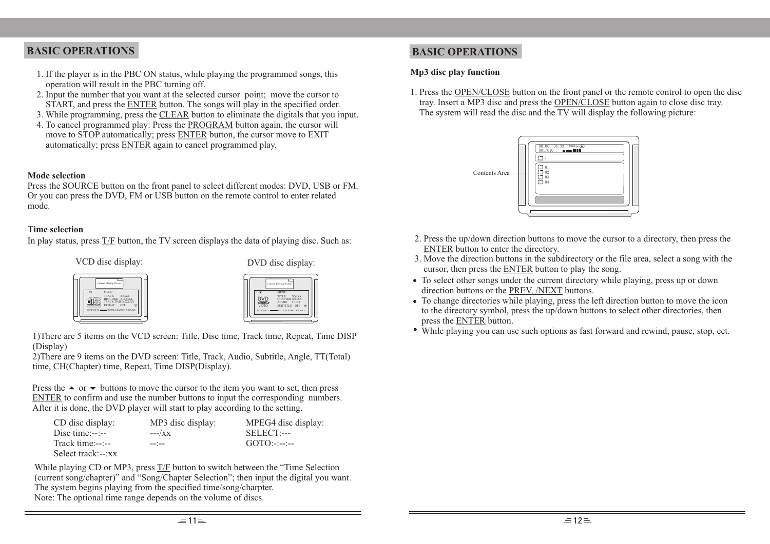## BASIC OPERATIONS

1. If the player is in the PBC ON status, while playing the programmed songs, this operation will result in the PBC turning off.
2. Input the number that you want at the selected cursor point; move the cursor to START, and press the ENTER button. The songs will play in the specified order.
3. While programming, press the CLEAR button to eliminate the digitals that you input.
4. To cancel programmed play: Press the PROGRAM button again, the cursor will move to STOP automatically; press ENTER button, the cursor move to EXIT automatically; press ENTER again to cancel programmed play.

**Mode selection**

Press the SOURCE button on the front panel to select different modes: DVD, USB or FM. Or you can press the DVD, FM or USB button on the remote control to enter related mode.

**Time selection**

In play status, press T/F button, the TV screen displays the data of playing disc. Such as:

VCD disc display:

Current Playing Picture
MENU
TRACK XX/XX
DISC TIME X:XX:XX
TRACK TIME X:XX:XX
REPEAT OFF
BITRATE 72 TOTAL ELAPSED X:XX:XX

DVD disc display:

Current Playing Picture
MENU
TITLE XX/XX
CHAPTER XX/XX
AUDIO 5.1CH
SUBTITLE OFF
BITRATE 75 TITLE ELAPSED X:XX:XX

1)There are 5 items on the VCD screen: Title, Disc time, Track time, Repeat, Time DISP (Display)
2)There are 9 items on the DVD screen: Title, Track, Audio, Subtitle, Angle, TT(Total) time, CH(Chapter) time, Repeat, Time DISP(Display).

Press the ▲ or ▼ buttons to move the cursor to the item you want to set, then press ENTER to confirm and use the number buttons to input the corresponding numbers. After it is done, the DVD player will start to play according to the setting.

| CD disc display: | MP3 disc display: | MPEG4 disc display: |
|---|---|---|
| Disc time:--:-- | ---/xx | SELECT:--- |
| Track time:--:-- | --:-- | GOTO:-:--:-- |
| Select track:--:xx | | |

While playing CD or MP3, press T/F button to switch between the "Time Selection (current song/chapter)" and "Song/Chapter Selection"; then input the digital you want. The system begins playing from the specified time/song/charpter.
Note: The optional time range depends on the volume of discs.

## BASIC OPERATIONS

**Mp3 disc play function**

1. Press the OPEN/CLOSE button on the front panel or the remote control to open the disc tray. Insert a MP3 disc and press the OPEN/CLOSE button again to close disc tray. The system will read the disc and the TV will display the following picture:

00:00 04:33 128Kbps
001/010
\
01
02
03
04
Contents Area

2. Press the up/down direction buttons to move the cursor to a directory, then press the ENTER button to enter the directory.
3. Move the direction buttons in the subdirectory or the file area, select a song with the cursor, then press the ENTER button to play the song.

- To select other songs under the current directory while playing, press up or down direction buttons or the PREV. /NEXT buttons.
- To change directories while playing, press the left direction button to move the icon to the directory symbol, press the up/down buttons to select other directories, then press the ENTER button.
- While playing you can use such options as fast forward and rewind, pause, stop, ect.